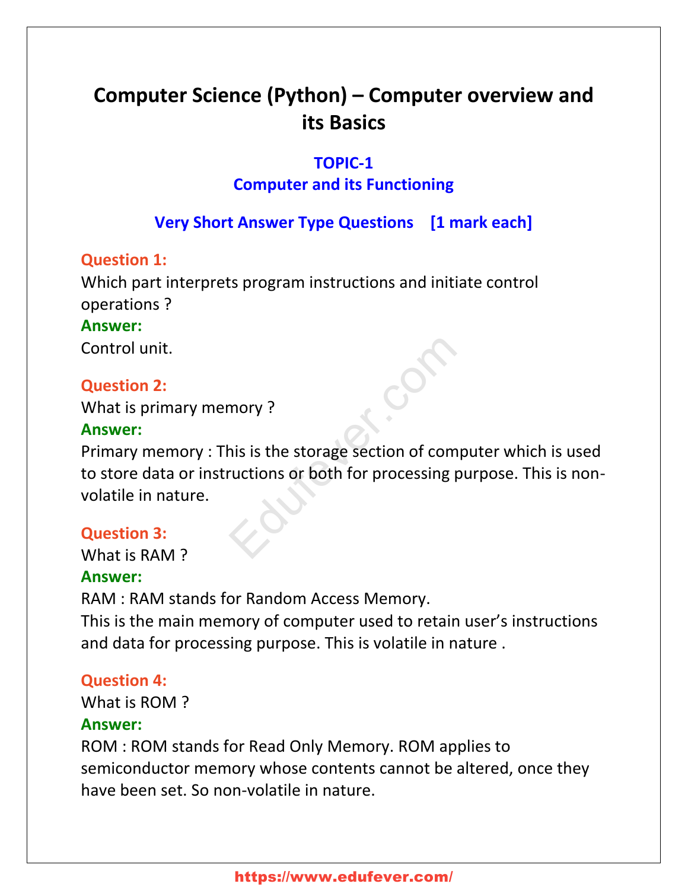# Computer Science (Python) – Computer overview and its Basics

## TOPIC-1
## Computer and its Functioning

### Very Short Answer Type Questions [1 mark each]

**Question 1:**
Which part interprets program instructions and initiate control operations ?

**Answer:**
Control unit.

**Question 2:**
What is primary memory ?

**Answer:**
Primary memory : This is the storage section of computer which is used to store data or instructions or both for processing purpose. This is non-volatile in nature.

**Question 3:**
What is RAM ?

**Answer:**
RAM : RAM stands for Random Access Memory.
This is the main memory of computer used to retain user's instructions and data for processing purpose. This is volatile in nature .

**Question 4:**
What is ROM ?

**Answer:**
ROM : ROM stands for Read Only Memory. ROM applies to semiconductor memory whose contents cannot be altered, once they have been set. So non-volatile in nature.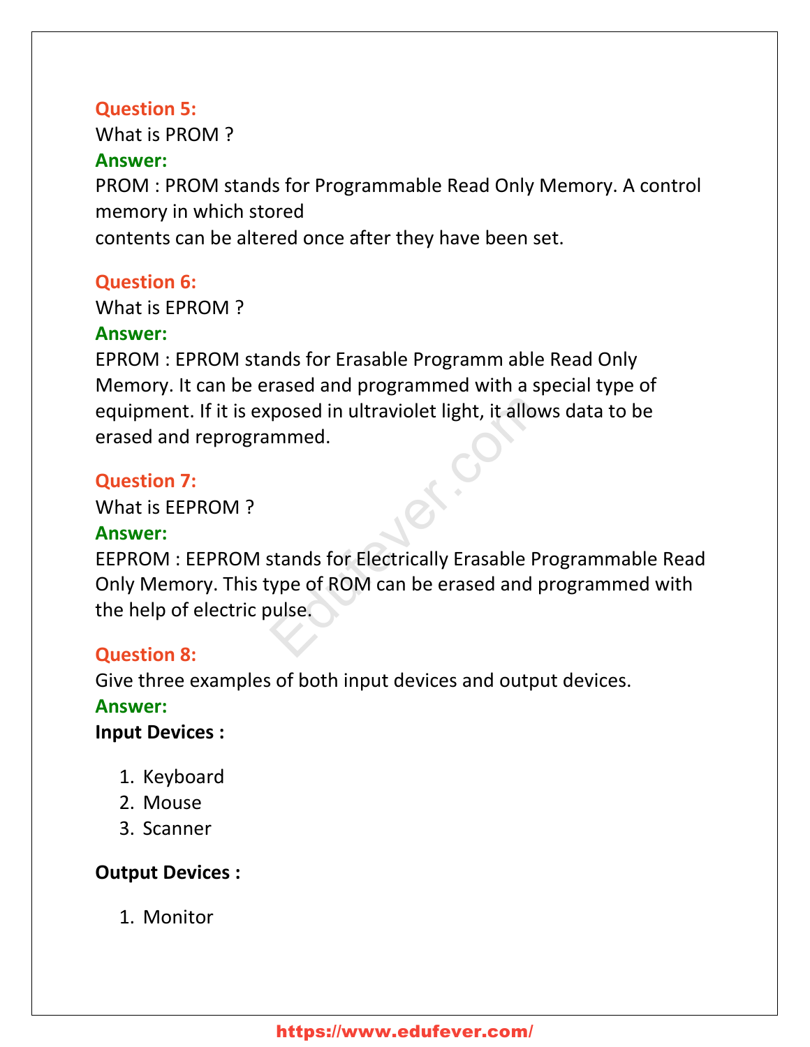**Question 5:**

What is PROM ?

**Answer:**

PROM : PROM stands for Programmable Read Only Memory. A control memory in which stored contents can be altered once after they have been set.

**Question 6:**

What is EPROM ?

**Answer:**

EPROM : EPROM stands for Erasable Programm able Read Only Memory. It can be erased and programmed with a special type of equipment. If it is exposed in ultraviolet light, it allows data to be erased and reprogrammed.

**Question 7:**

What is EEPROM ?

**Answer:**

EEPROM : EEPROM stands for Electrically Erasable Programmable Read Only Memory. This type of ROM can be erased and programmed with the help of electric pulse.

**Question 8:**

Give three examples of both input devices and output devices.

**Answer:**

**Input Devices :**

1. Keyboard
2. Mouse
3. Scanner

**Output Devices :**

1. Monitor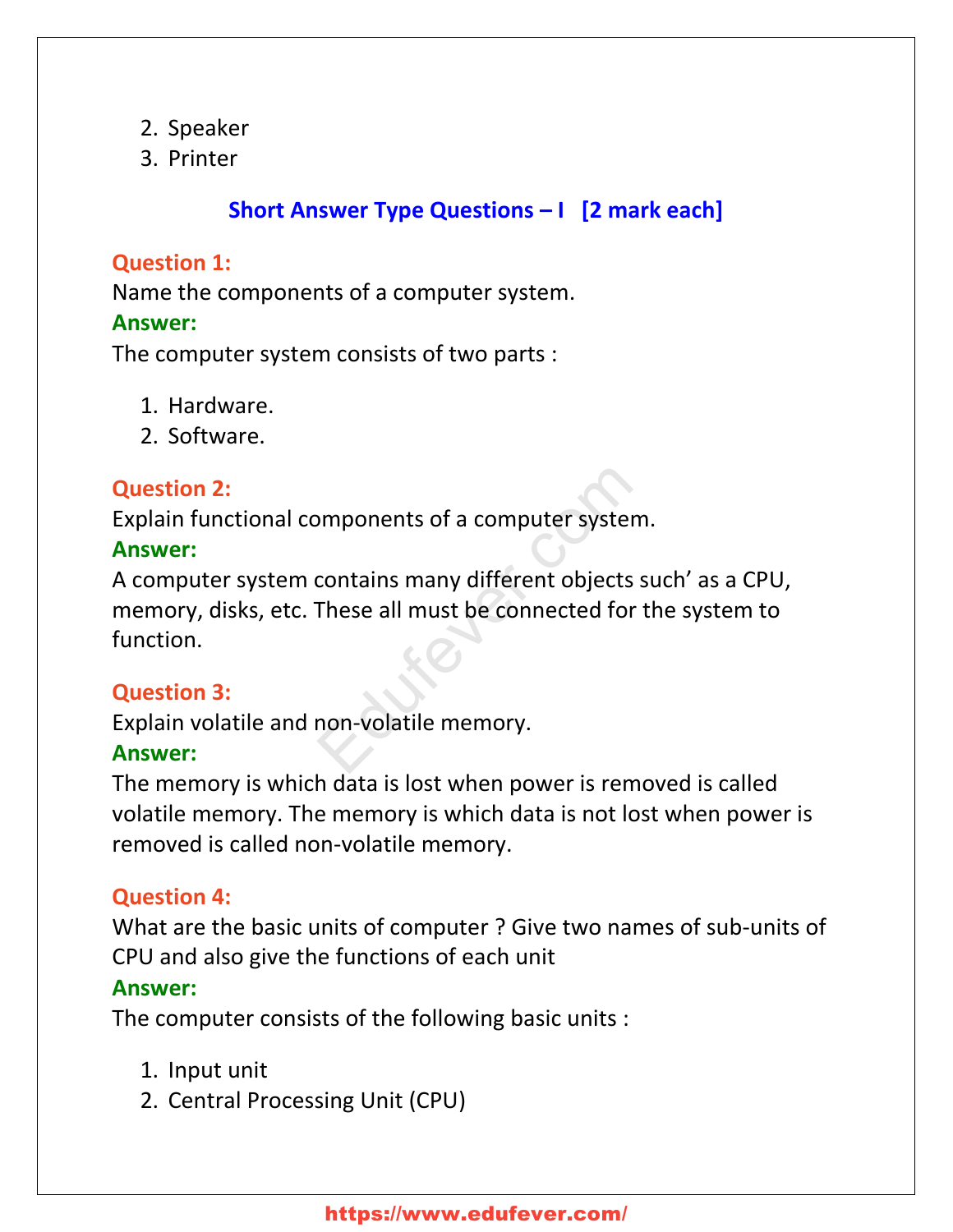2. Speaker
3. Printer

## Short Answer Type Questions – I [2 mark each]

**Question 1:**
Name the components of a computer system.
**Answer:**
The computer system consists of two parts :

1. Hardware.
2. Software.

**Question 2:**
Explain functional components of a computer system.
**Answer:**
A computer system contains many different objects such’ as a CPU, memory, disks, etc. These all must be connected for the system to function.

**Question 3:**
Explain volatile and non-volatile memory.
**Answer:**
The memory is which data is lost when power is removed is called volatile memory. The memory is which data is not lost when power is removed is called non-volatile memory.

**Question 4:**
What are the basic units of computer ? Give two names of sub-units of CPU and also give the functions of each unit
**Answer:**
The computer consists of the following basic units :

1. Input unit
2. Central Processing Unit (CPU)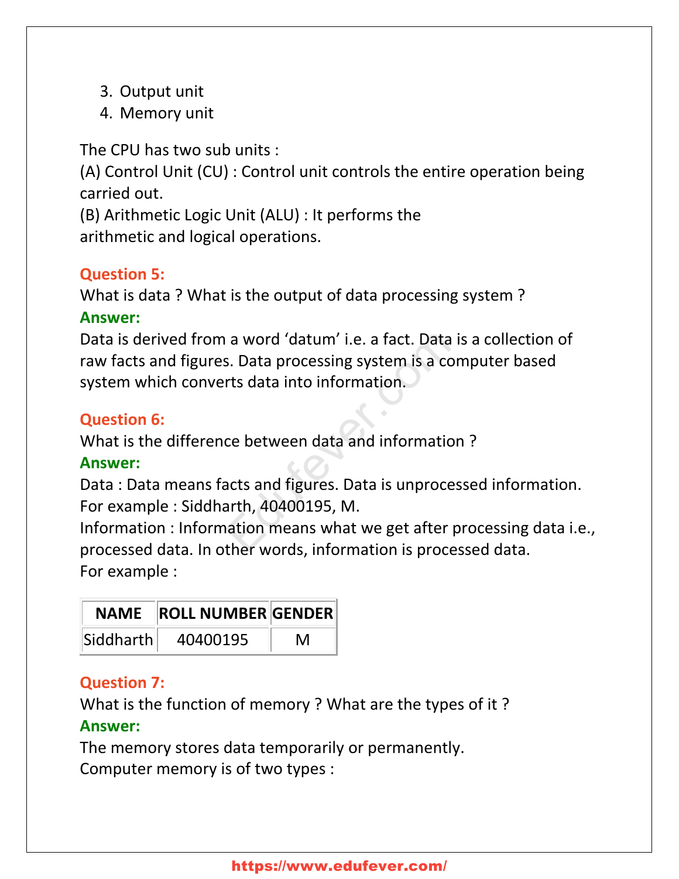3. Output unit
4. Memory unit

The CPU has two sub units :
(A) Control Unit (CU) : Control unit controls the entire operation being carried out.
(B) Arithmetic Logic Unit (ALU) : It performs the arithmetic and logical operations.

**Question 5:**
What is data ? What is the output of data processing system ?
**Answer:**
Data is derived from a word 'datum' i.e. a fact. Data is a collection of raw facts and figures. Data processing system is a computer based system which converts data into information.

**Question 6:**
What is the difference between data and information ?
**Answer:**
Data : Data means facts and figures. Data is unprocessed information.
For example : Siddharth, 40400195, M.
Information : Information means what we get after processing data i.e., processed data. In other words, information is processed data.
For example :

| NAME | ROLL NUMBER | GENDER |
|---|---|---|
| Siddharth | 40400195 | M |

**Question 7:**
What is the function of memory ? What are the types of it ?
**Answer:**
The memory stores data temporarily or permanently.
Computer memory is of two types :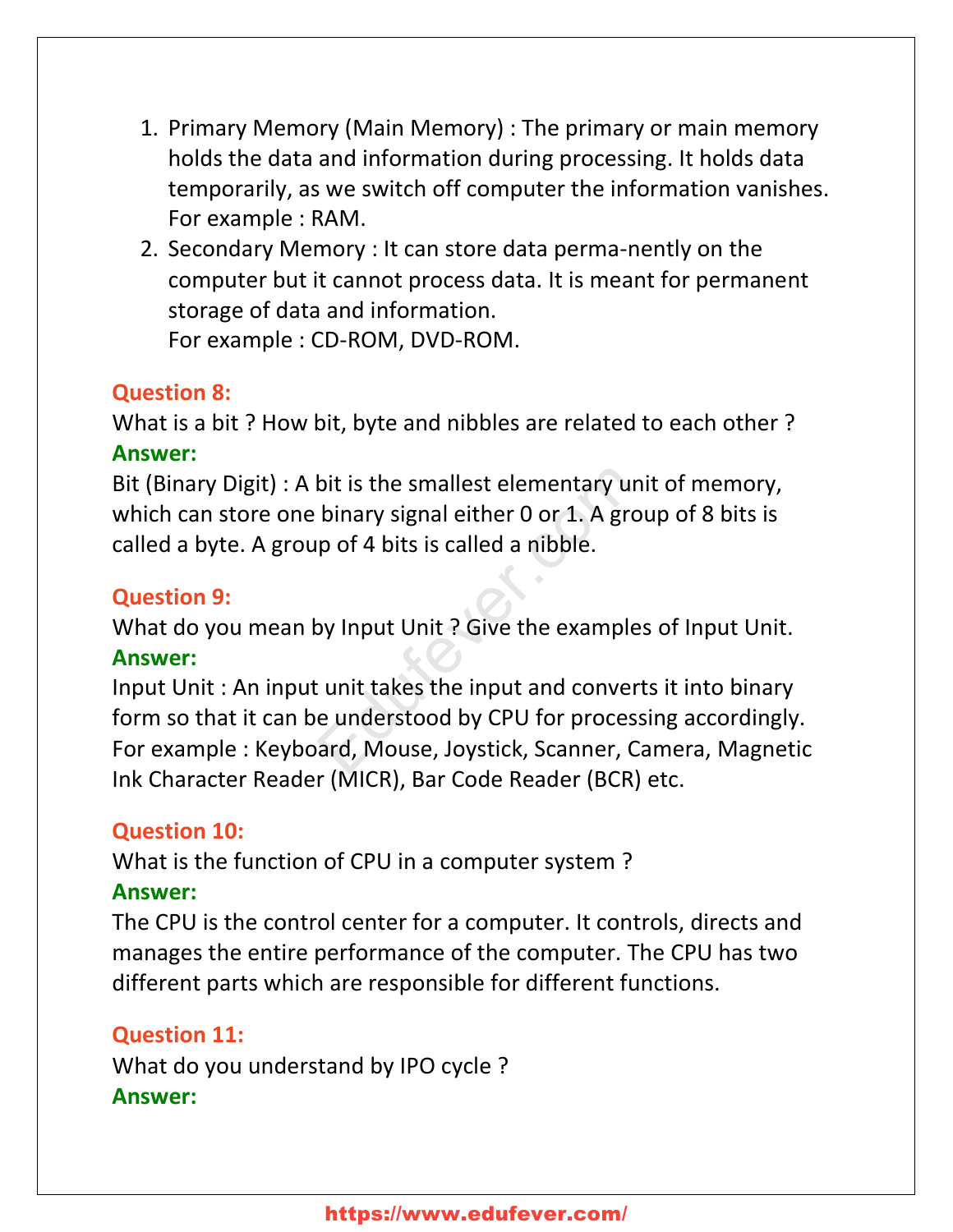1. Primary Memory (Main Memory) : The primary or main memory holds the data and information during processing. It holds data temporarily, as we switch off computer the information vanishes.
   For example : RAM.
2. Secondary Memory : It can store data perma-nently on the computer but it cannot process data. It is meant for permanent storage of data and information.
   For example : CD-ROM, DVD-ROM.

**Question 8:**
What is a bit ? How bit, byte and nibbles are related to each other ?
**Answer:**
Bit (Binary Digit) : A bit is the smallest elementary unit of memory, which can store one binary signal either 0 or 1. A group of 8 bits is called a byte. A group of 4 bits is called a nibble.

**Question 9:**
What do you mean by Input Unit ? Give the examples of Input Unit.
**Answer:**
Input Unit : An input unit takes the input and converts it into binary form so that it can be understood by CPU for processing accordingly.
For example : Keyboard, Mouse, Joystick, Scanner, Camera, Magnetic Ink Character Reader (MICR), Bar Code Reader (BCR) etc.

**Question 10:**
What is the function of CPU in a computer system ?
**Answer:**
The CPU is the control center for a computer. It controls, directs and manages the entire performance of the computer. The CPU has two different parts which are responsible for different functions.

**Question 11:**
What do you understand by IPO cycle ?
**Answer:**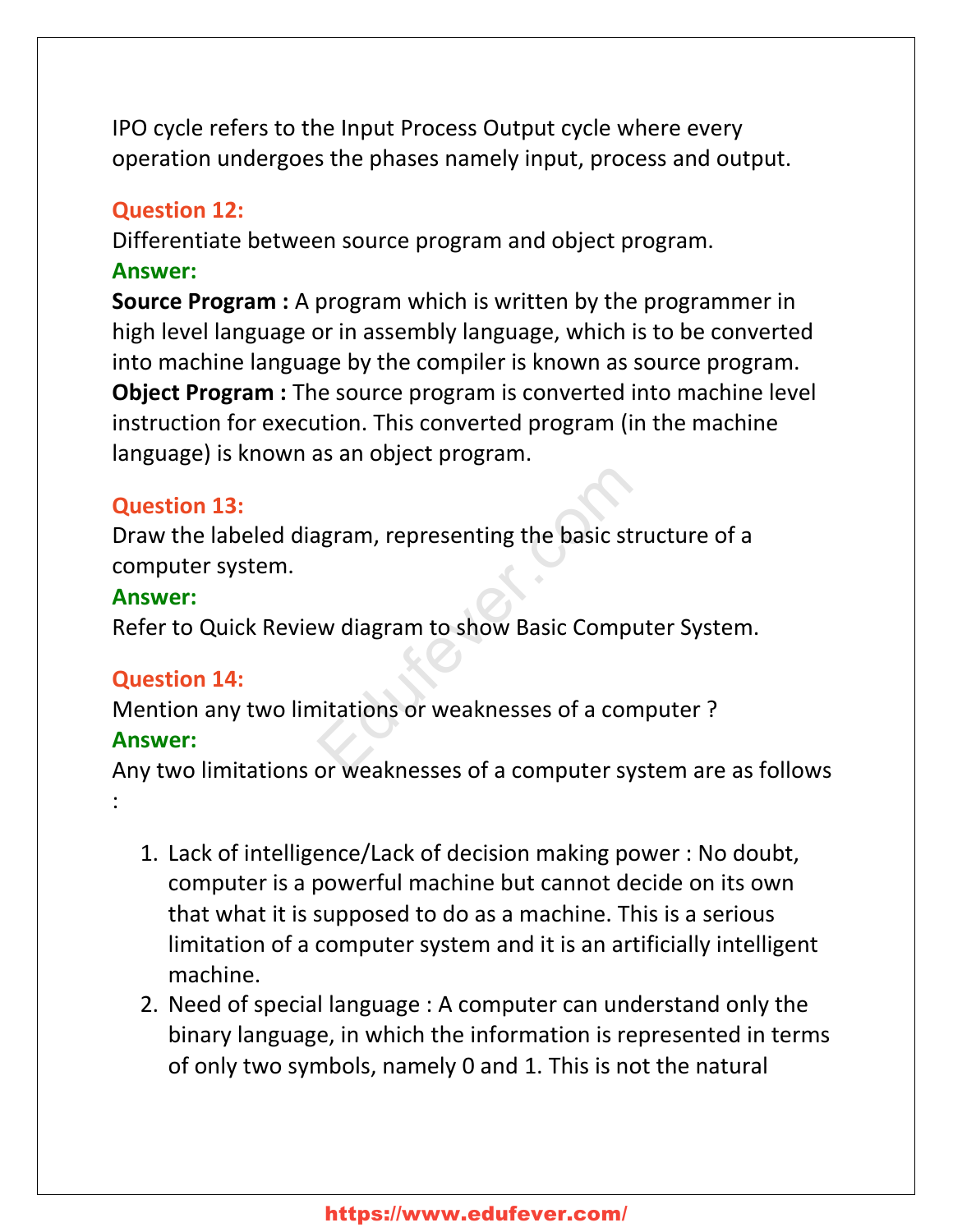IPO cycle refers to the Input Process Output cycle where every operation undergoes the phases namely input, process and output.

**Question 12:**

Differentiate between source program and object program.

**Answer:**

**Source Program :** A program which is written by the programmer in high level language or in assembly language, which is to be converted into machine language by the compiler is known as source program.

**Object Program :** The source program is converted into machine level instruction for execution. This converted program (in the machine language) is known as an object program.

**Question 13:**

Draw the labeled diagram, representing the basic structure of a computer system.

**Answer:**

Refer to Quick Review diagram to show Basic Computer System.

**Question 14:**

Mention any two limitations or weaknesses of a computer ?

**Answer:**

Any two limitations or weaknesses of a computer system are as follows :

1. Lack of intelligence/Lack of decision making power : No doubt, computer is a powerful machine but cannot decide on its own that what it is supposed to do as a machine. This is a serious limitation of a computer system and it is an artificially intelligent machine.
2. Need of special language : A computer can understand only the binary language, in which the information is represented in terms of only two symbols, namely 0 and 1. This is not the natural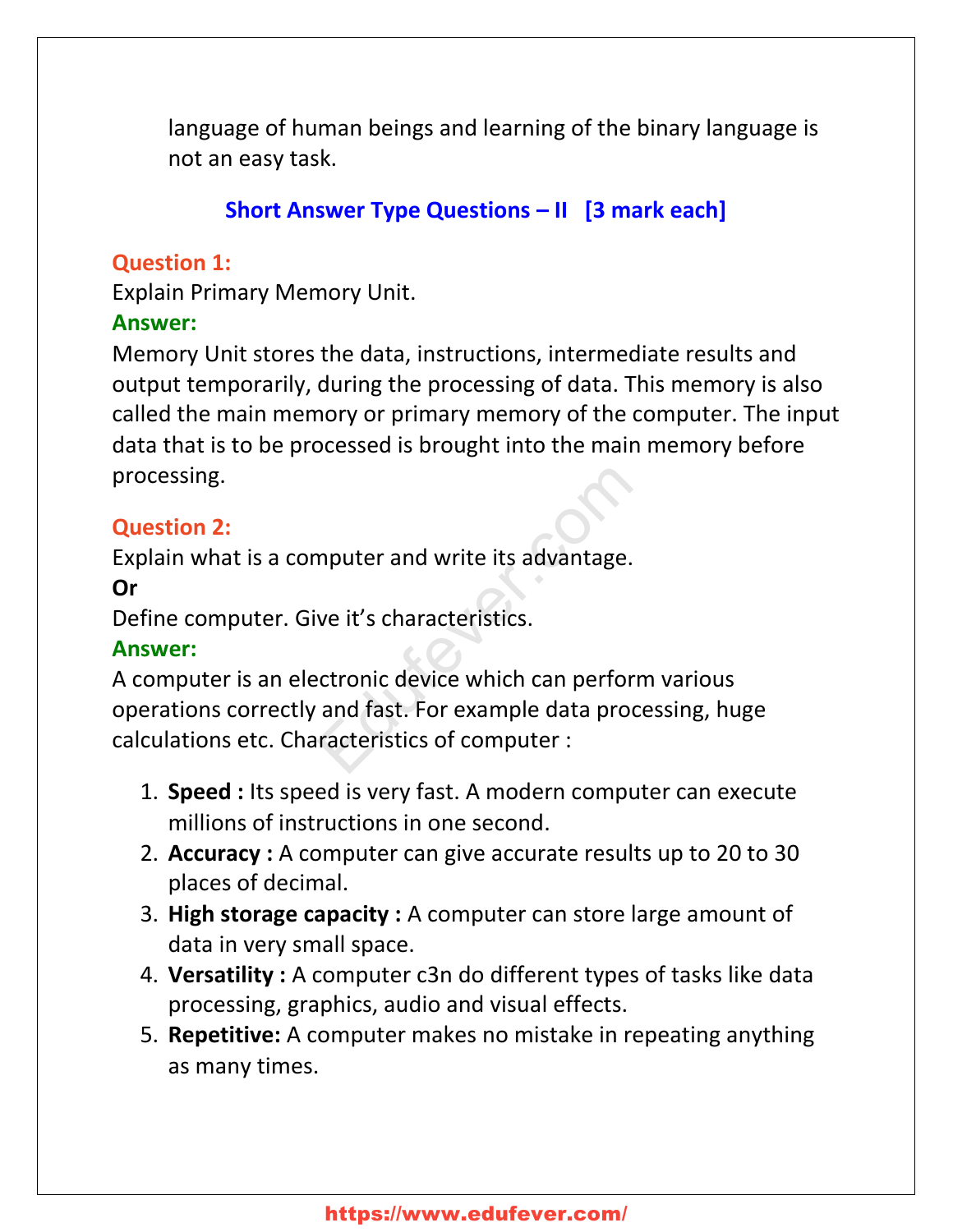language of human beings and learning of the binary language is not an easy task.

## Short Answer Type Questions – II [3 mark each]

**Question 1:**
Explain Primary Memory Unit.

**Answer:**
Memory Unit stores the data, instructions, intermediate results and output temporarily, during the processing of data. This memory is also called the main memory or primary memory of the computer. The input data that is to be processed is brought into the main memory before processing.

**Question 2:**
Explain what is a computer and write its advantage.

**Or**

Define computer. Give it's characteristics.

**Answer:**
A computer is an electronic device which can perform various operations correctly and fast. For example data processing, huge calculations etc. Characteristics of computer :

1. **Speed :** Its speed is very fast. A modern computer can execute millions of instructions in one second.
2. **Accuracy :** A computer can give accurate results up to 20 to 30 places of decimal.
3. **High storage capacity :** A computer can store large amount of data in very small space.
4. **Versatility :** A computer c3n do different types of tasks like data processing, graphics, audio and visual effects.
5. **Repetitive:** A computer makes no mistake in repeating anything as many times.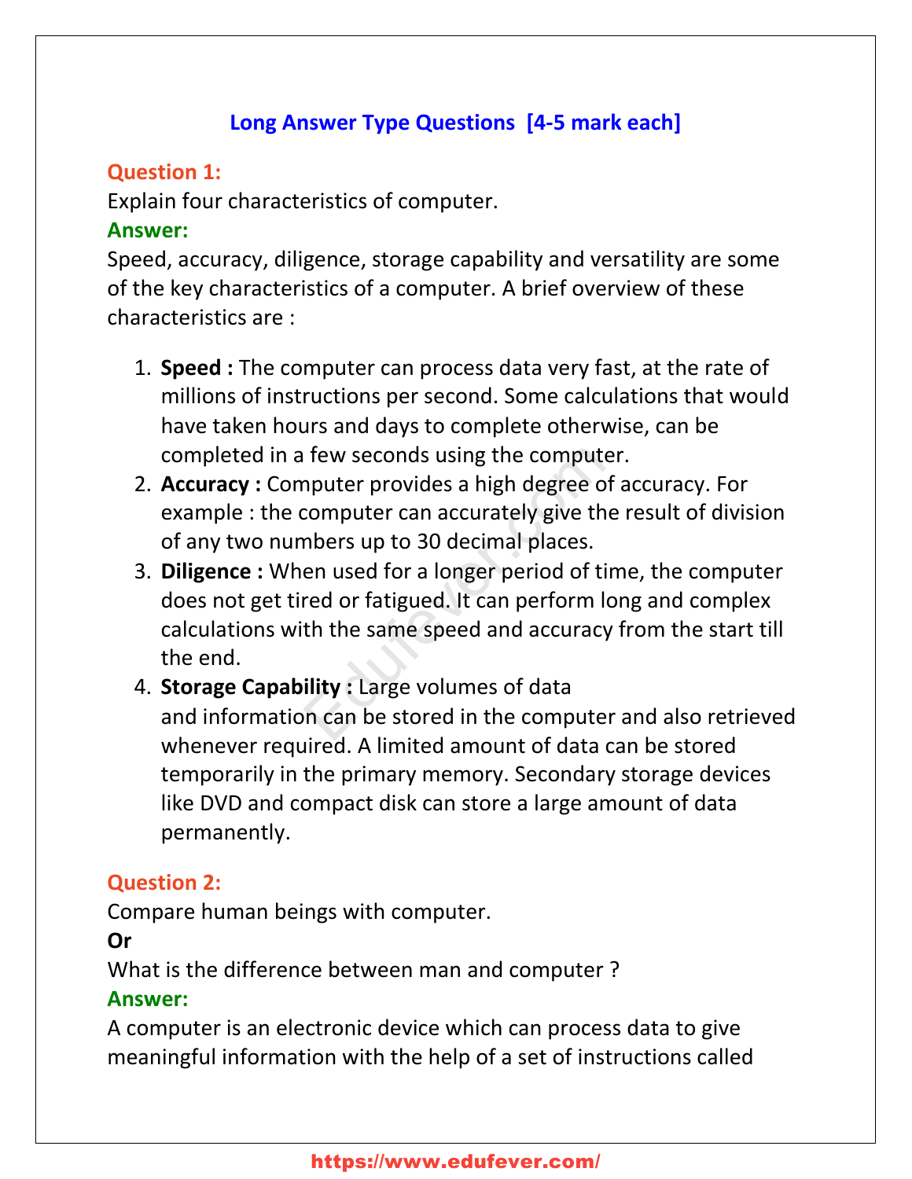## Long Answer Type Questions [4-5 mark each]

**Question 1:**

Explain four characteristics of computer.

**Answer:**

Speed, accuracy, diligence, storage capability and versatility are some of the key characteristics of a computer. A brief overview of these characteristics are :

1. **Speed :** The computer can process data very fast, at the rate of millions of instructions per second. Some calculations that would have taken hours and days to complete otherwise, can be completed in a few seconds using the computer.
2. **Accuracy :** Computer provides a high degree of accuracy. For example : the computer can accurately give the result of division of any two numbers up to 30 decimal places.
3. **Diligence :** When used for a longer period of time, the computer does not get tired or fatigued. It can perform long and complex calculations with the same speed and accuracy from the start till the end.
4. **Storage Capability :** Large volumes of data and information can be stored in the computer and also retrieved whenever required. A limited amount of data can be stored temporarily in the primary memory. Secondary storage devices like DVD and compact disk can store a large amount of data permanently.

**Question 2:**

Compare human beings with computer.

**Or**

What is the difference between man and computer ?

**Answer:**

A computer is an electronic device which can process data to give meaningful information with the help of a set of instructions called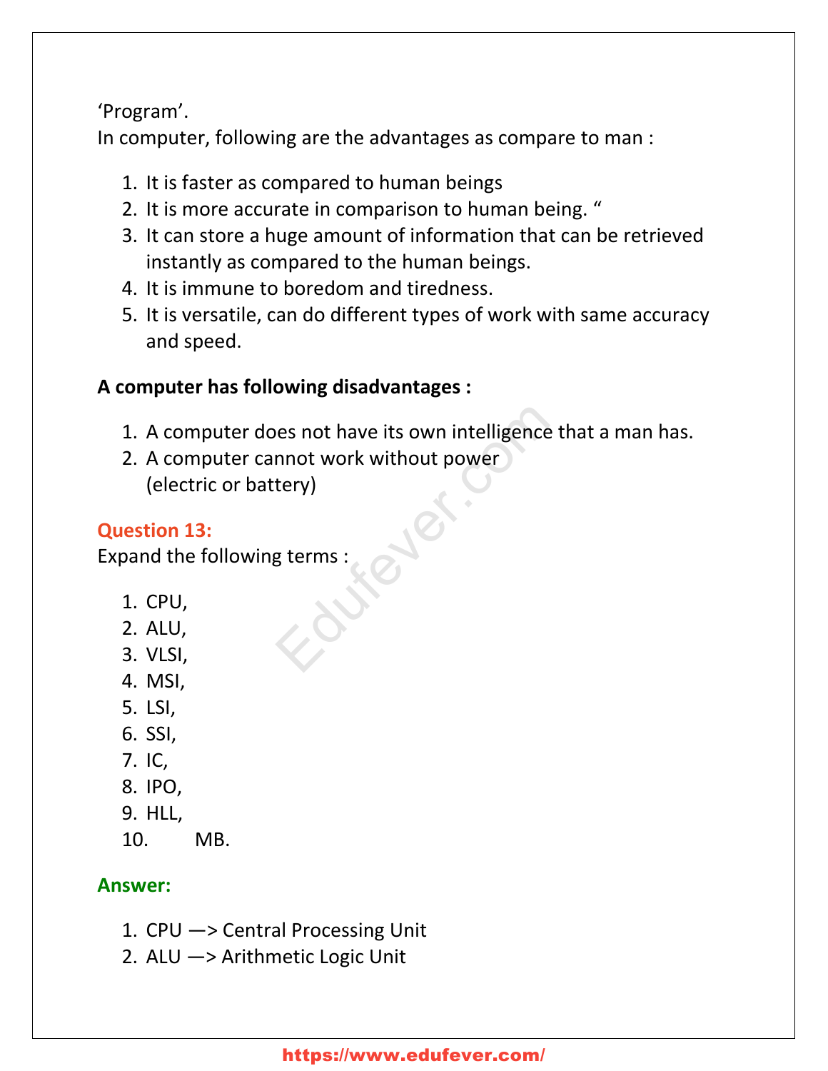'Program'.
In computer, following are the advantages as compare to man :

1. It is faster as compared to human beings
2. It is more accurate in comparison to human being. "
3. It can store a huge amount of information that can be retrieved instantly as compared to the human beings.
4. It is immune to boredom and tiredness.
5. It is versatile, can do different types of work with same accuracy and speed.

**A computer has following disadvantages :**

1. A computer does not have its own intelligence that a man has.
2. A computer cannot work without power (electric or battery)

**Question 13:**
Expand the following terms :

1. CPU,
2. ALU,
3. VLSI,
4. MSI,
5. LSI,
6. SSI,
7. IC,
8. IPO,
9. HLL,
10. MB.

**Answer:**

1. CPU —> Central Processing Unit
2. ALU —> Arithmetic Logic Unit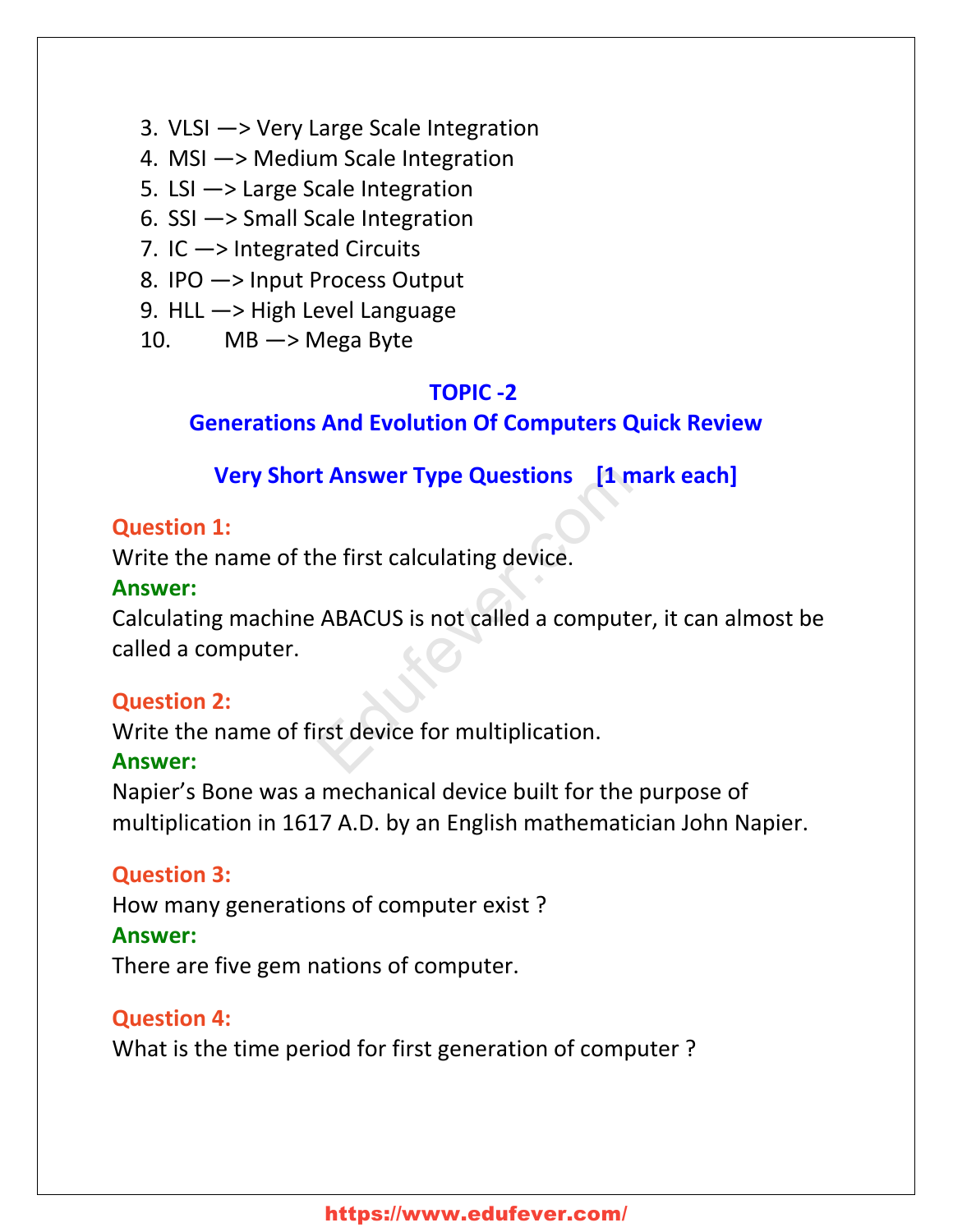3. VLSI —> Very Large Scale Integration
4. MSI —> Medium Scale Integration
5. LSI —> Large Scale Integration
6. SSI —> Small Scale Integration
7. IC —> Integrated Circuits
8. IPO —> Input Process Output
9. HLL —> High Level Language
10. MB —> Mega Byte

## TOPIC -2
## Generations And Evolution Of Computers Quick Review

### Very Short Answer Type Questions [1 mark each]

**Question 1:**
Write the name of the first calculating device.
**Answer:**
Calculating machine ABACUS is not called a computer, it can almost be called a computer.

**Question 2:**
Write the name of first device for multiplication.
**Answer:**
Napier's Bone was a mechanical device built for the purpose of multiplication in 1617 A.D. by an English mathematician John Napier.

**Question 3:**
How many generations of computer exist ?
**Answer:**
There are five gem nations of computer.

**Question 4:**
What is the time period for first generation of computer ?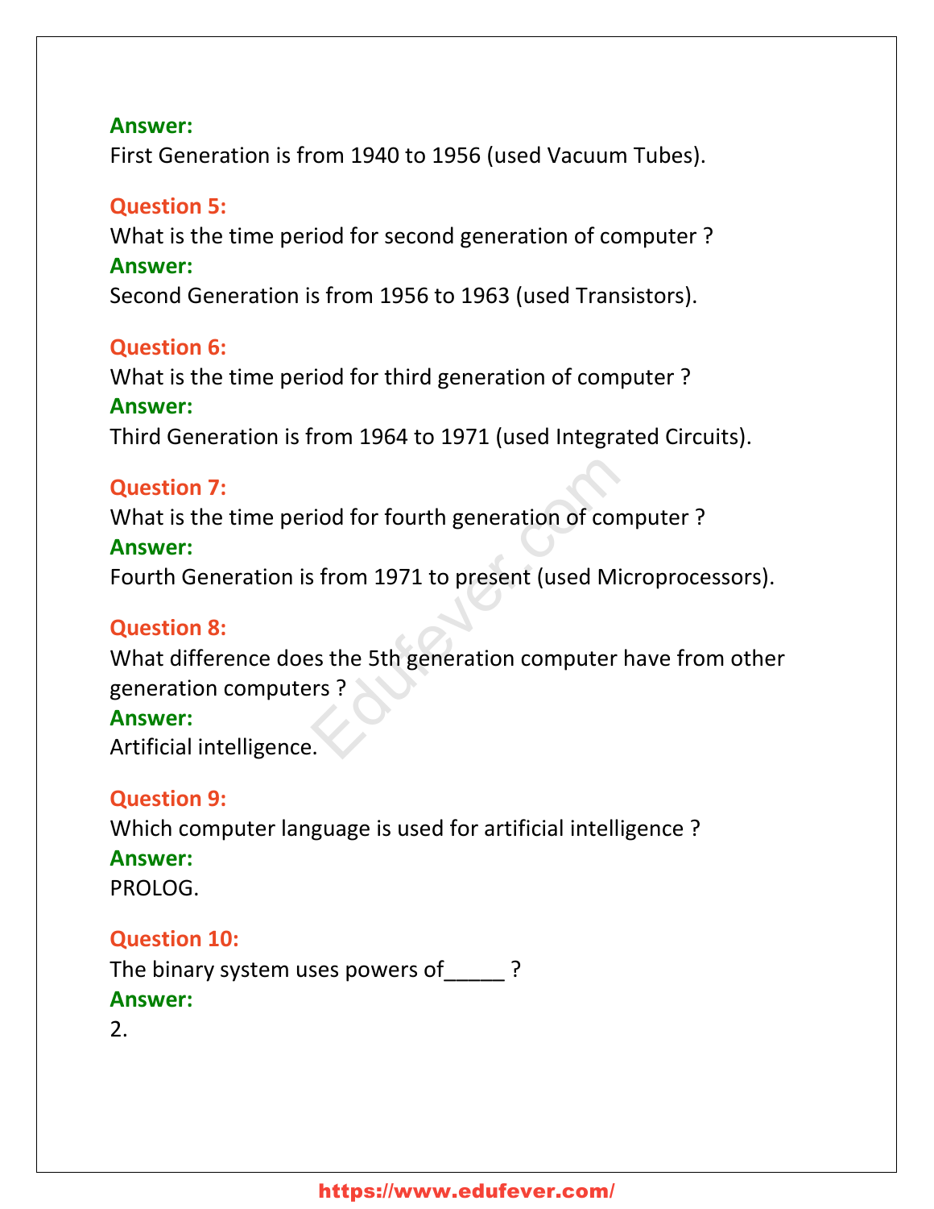**Answer:**
First Generation is from 1940 to 1956 (used Vacuum Tubes).

**Question 5:**
What is the time period for second generation of computer ?
**Answer:**
Second Generation is from 1956 to 1963 (used Transistors).

**Question 6:**
What is the time period for third generation of computer ?
**Answer:**
Third Generation is from 1964 to 1971 (used Integrated Circuits).

**Question 7:**
What is the time period for fourth generation of computer ?
**Answer:**
Fourth Generation is from 1971 to present (used Microprocessors).

**Question 8:**
What difference does the 5th generation computer have from other generation computers ?
**Answer:**
Artificial intelligence.

**Question 9:**
Which computer language is used for artificial intelligence ?
**Answer:**
PROLOG.

**Question 10:**
The binary system uses powers of_____ ?
**Answer:**
2.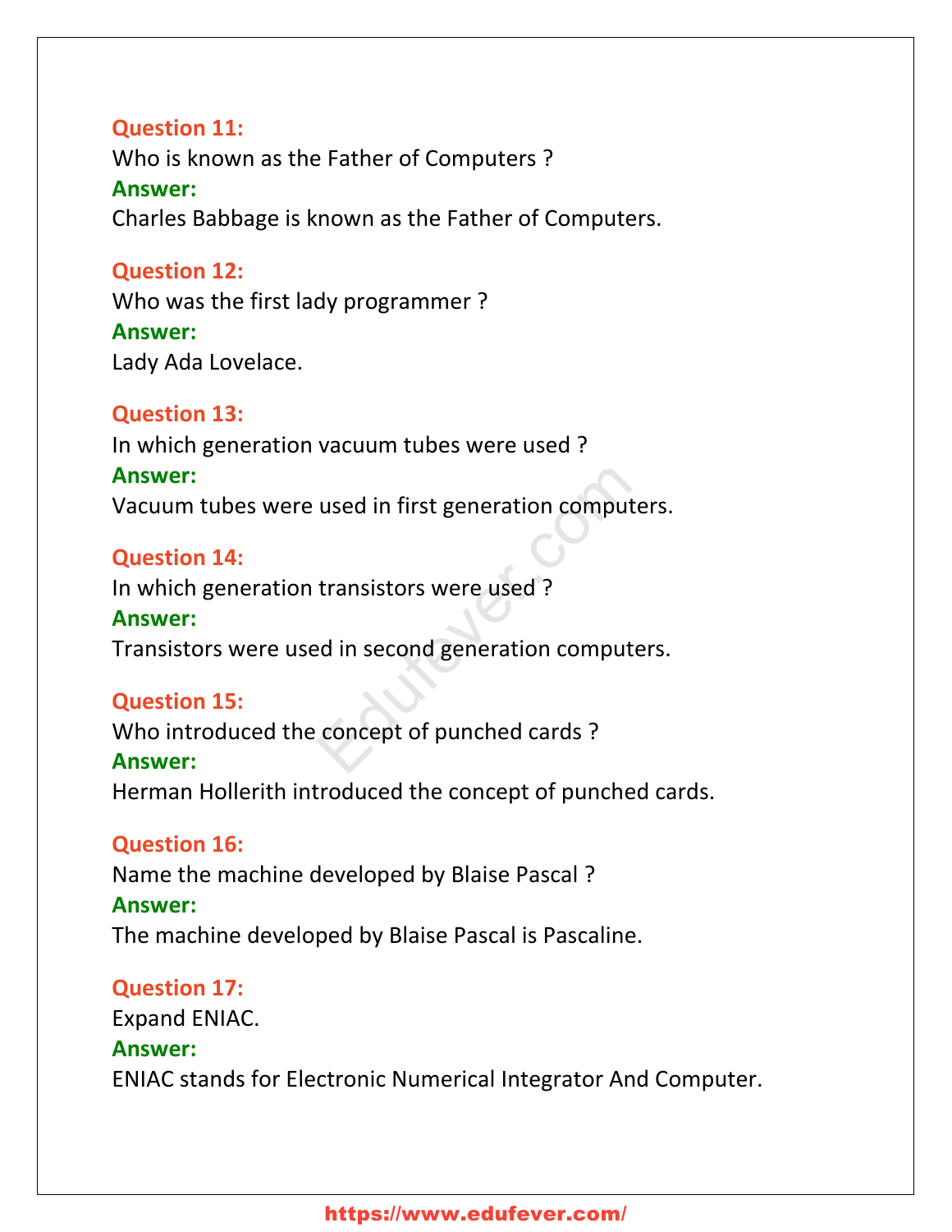**Question 11:**
Who is known as the Father of Computers ?
**Answer:**
Charles Babbage is known as the Father of Computers.

**Question 12:**
Who was the first lady programmer ?
**Answer:**
Lady Ada Lovelace.

**Question 13:**
In which generation vacuum tubes were used ?
**Answer:**
Vacuum tubes were used in first generation computers.

**Question 14:**
In which generation transistors were used ?
**Answer:**
Transistors were used in second generation computers.

**Question 15:**
Who introduced the concept of punched cards ?
**Answer:**
Herman Hollerith introduced the concept of punched cards.

**Question 16:**
Name the machine developed by Blaise Pascal ?
**Answer:**
The machine developed by Blaise Pascal is Pascaline.

**Question 17:**
Expand ENIAC.
**Answer:**
ENIAC stands for Electronic Numerical Integrator And Computer.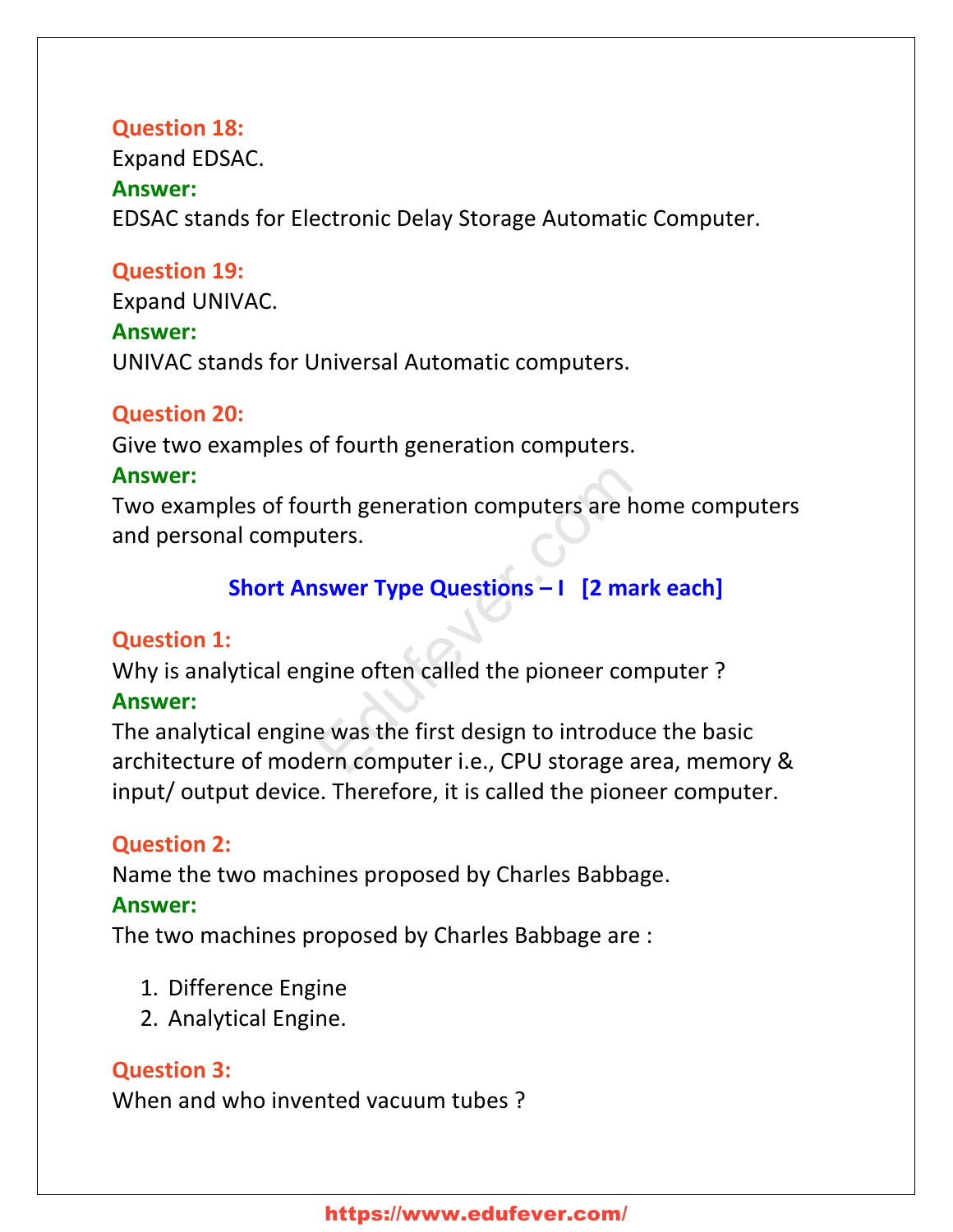**Question 18:**
Expand EDSAC.
**Answer:**
EDSAC stands for Electronic Delay Storage Automatic Computer.

**Question 19:**
Expand UNIVAC.
**Answer:**
UNIVAC stands for Universal Automatic computers.

**Question 20:**
Give two examples of fourth generation computers.
**Answer:**
Two examples of fourth generation computers are home computers and personal computers.

## Short Answer Type Questions – I [2 mark each]

**Question 1:**
Why is analytical engine often called the pioneer computer ?
**Answer:**
The analytical engine was the first design to introduce the basic architecture of modern computer i.e., CPU storage area, memory & input/ output device. Therefore, it is called the pioneer computer.

**Question 2:**
Name the two machines proposed by Charles Babbage.
**Answer:**
The two machines proposed by Charles Babbage are :

1. Difference Engine
2. Analytical Engine.

**Question 3:**
When and who invented vacuum tubes ?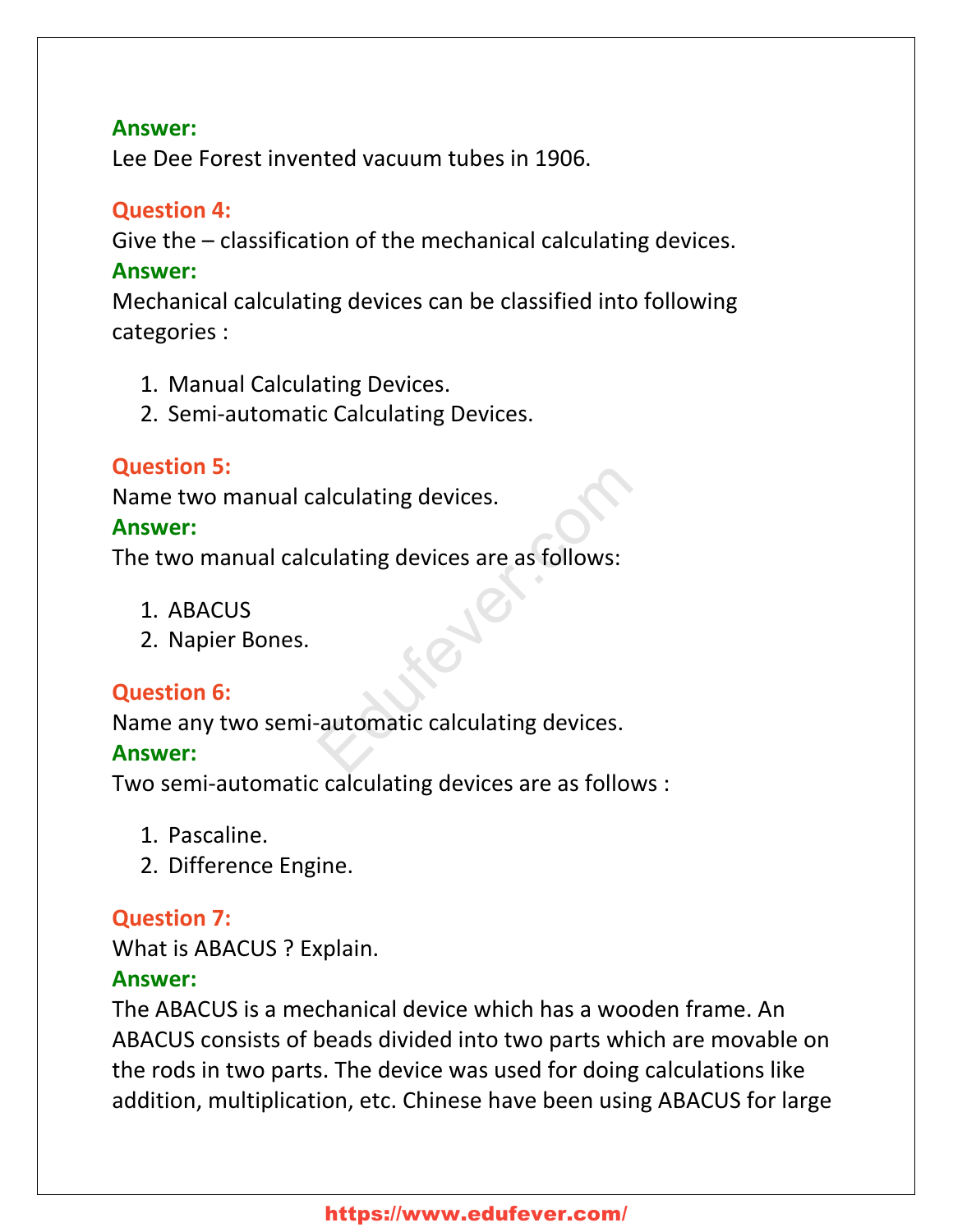**Answer:**
Lee Dee Forest invented vacuum tubes in 1906.

**Question 4:**
Give the – classification of the mechanical calculating devices.
**Answer:**
Mechanical calculating devices can be classified into following categories :

1. Manual Calculating Devices.
2. Semi-automatic Calculating Devices.

**Question 5:**
Name two manual calculating devices.
**Answer:**
The two manual calculating devices are as follows:

1. ABACUS
2. Napier Bones.

**Question 6:**
Name any two semi-automatic calculating devices.
**Answer:**
Two semi-automatic calculating devices are as follows :

1. Pascaline.
2. Difference Engine.

**Question 7:**
What is ABACUS ? Explain.
**Answer:**
The ABACUS is a mechanical device which has a wooden frame. An ABACUS consists of beads divided into two parts which are movable on the rods in two parts. The device was used for doing calculations like addition, multiplication, etc. Chinese have been using ABACUS for large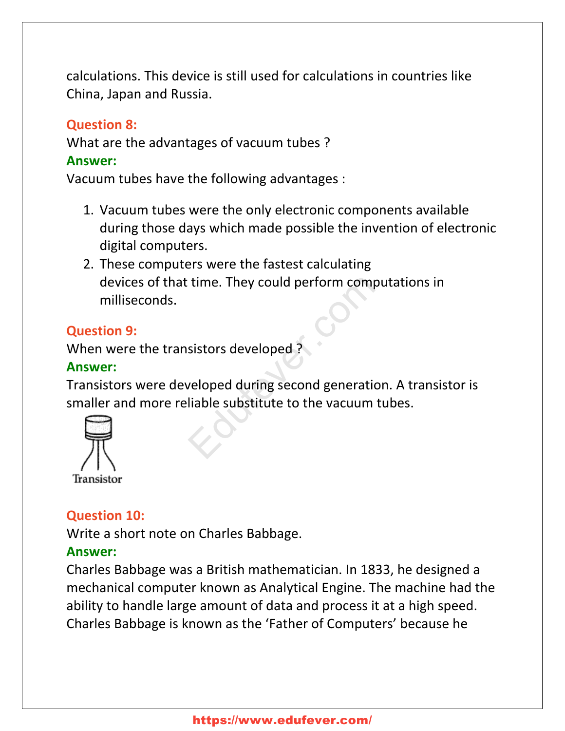calculations. This device is still used for calculations in countries like China, Japan and Russia.

**Question 8:**
What are the advantages of vacuum tubes ?
**Answer:**
Vacuum tubes have the following advantages :

1. Vacuum tubes were the only electronic components available during those days which made possible the invention of electronic digital computers.
2. These computers were the fastest calculating devices of that time. They could perform computations in milliseconds.

**Question 9:**
When were the transistors developed ?
**Answer:**
Transistors were developed during second generation. A transistor is smaller and more reliable substitute to the vacuum tubes.

Transistor

**Question 10:**
Write a short note on Charles Babbage.
**Answer:**
Charles Babbage was a British mathematician. In 1833, he designed a mechanical computer known as Analytical Engine. The machine had the ability to handle large amount of data and process it at a high speed. Charles Babbage is known as the 'Father of Computers' because he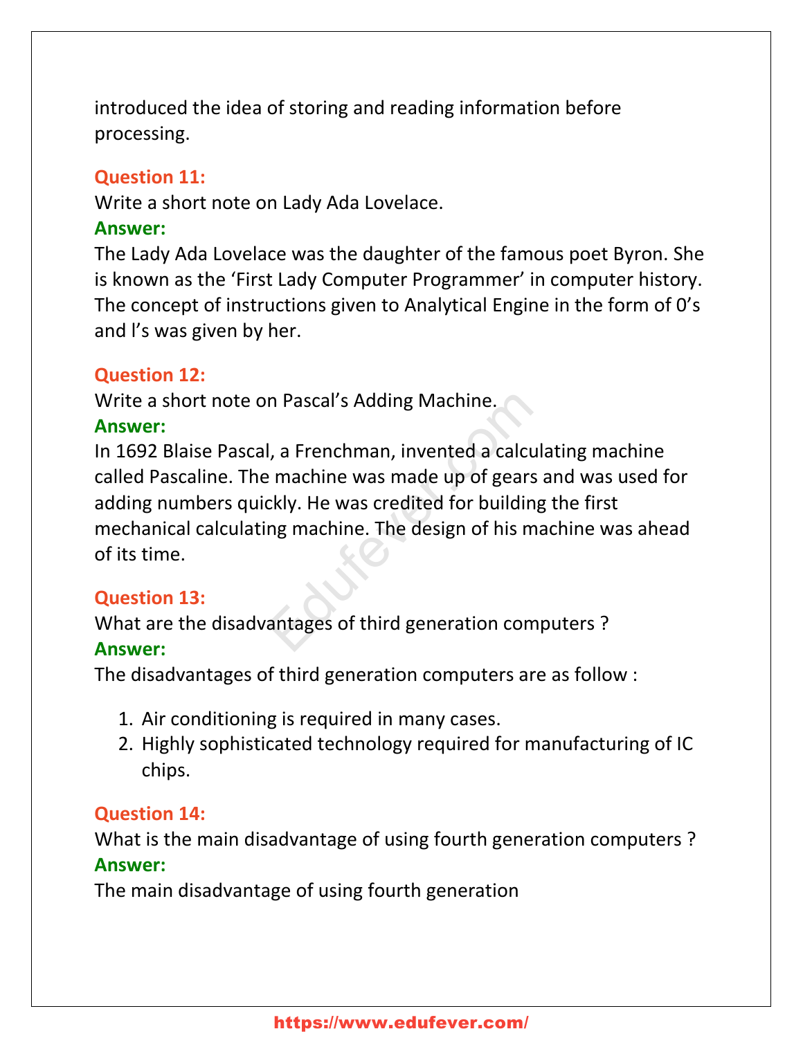introduced the idea of storing and reading information before processing.

**Question 11:**
Write a short note on Lady Ada Lovelace.
**Answer:**
The Lady Ada Lovelace was the daughter of the famous poet Byron. She is known as the 'First Lady Computer Programmer' in computer history. The concept of instructions given to Analytical Engine in the form of 0's and l's was given by her.

**Question 12:**
Write a short note on Pascal's Adding Machine.
**Answer:**
In 1692 Blaise Pascal, a Frenchman, invented a calculating machine called Pascaline. The machine was made up of gears and was used for adding numbers quickly. He was credited for building the first mechanical calculating machine. The design of his machine was ahead of its time.

**Question 13:**
What are the disadvantages of third generation computers ?
**Answer:**
The disadvantages of third generation computers are as follow :

1. Air conditioning is required in many cases.
2. Highly sophisticated technology required for manufacturing of IC chips.

**Question 14:**
What is the main disadvantage of using fourth generation computers ?
**Answer:**
The main disadvantage of using fourth generation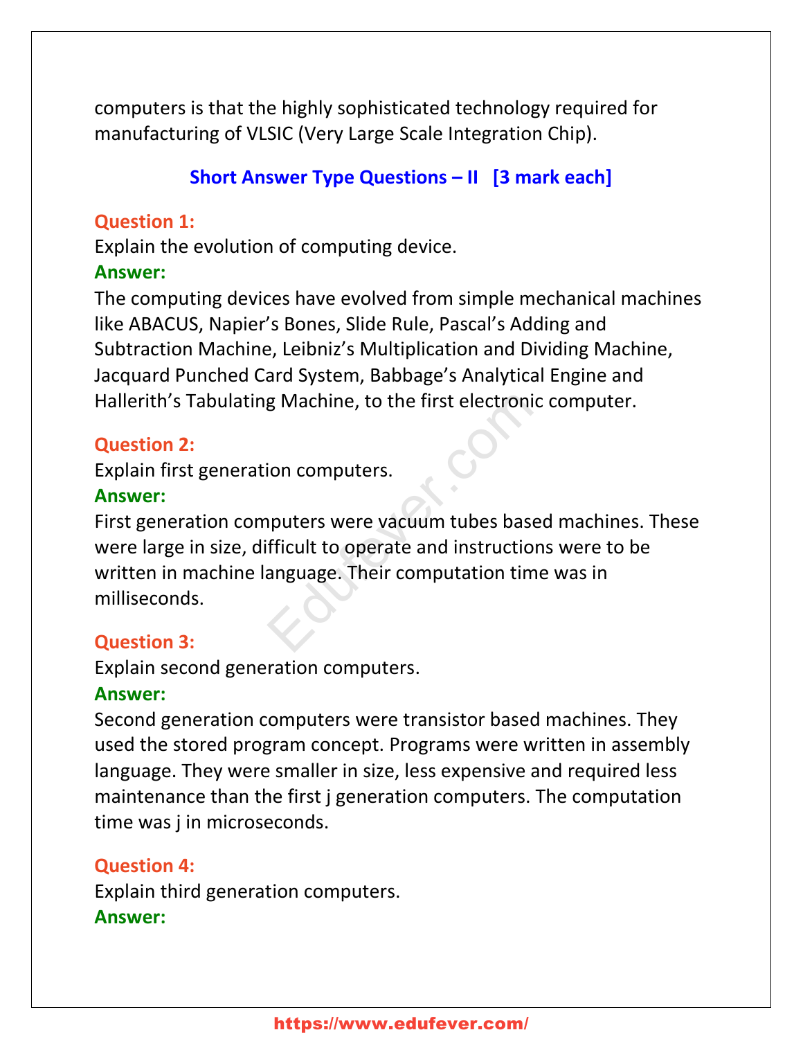computers is that the highly sophisticated technology required for manufacturing of VLSIC (Very Large Scale Integration Chip).

## Short Answer Type Questions – II [3 mark each]

**Question 1:**
Explain the evolution of computing device.
**Answer:**
The computing devices have evolved from simple mechanical machines like ABACUS, Napier's Bones, Slide Rule, Pascal's Adding and Subtraction Machine, Leibniz's Multiplication and Dividing Machine, Jacquard Punched Card System, Babbage's Analytical Engine and Hallerith's Tabulating Machine, to the first electronic computer.

**Question 2:**
Explain first generation computers.
**Answer:**
First generation computers were vacuum tubes based machines. These were large in size, difficult to operate and instructions were to be written in machine language. Their computation time was in milliseconds.

**Question 3:**
Explain second generation computers.
**Answer:**
Second generation computers were transistor based machines. They used the stored program concept. Programs were written in assembly language. They were smaller in size, less expensive and required less maintenance than the first j generation computers. The computation time was j in microseconds.

**Question 4:**
Explain third generation computers.
**Answer:**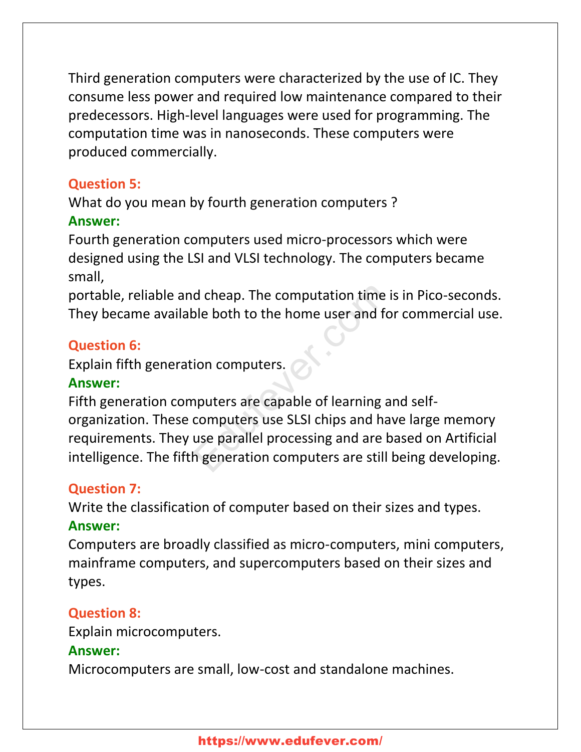Third generation computers were characterized by the use of IC. They consume less power and required low maintenance compared to their predecessors. High-level languages were used for programming. The computation time was in nanoseconds. These computers were produced commercially.

**Question 5:**

What do you mean by fourth generation computers ?

**Answer:**

Fourth generation computers used micro-processors which were designed using the LSI and VLSI technology. The computers became small,
portable, reliable and cheap. The computation time is in Pico-seconds. They became available both to the home user and for commercial use.

**Question 6:**

Explain fifth generation computers.

**Answer:**

Fifth generation computers are capable of learning and self-organization. These computers use SLSI chips and have large memory requirements. They use parallel processing and are based on Artificial intelligence. The fifth generation computers are still being developing.

**Question 7:**

Write the classification of computer based on their sizes and types.

**Answer:**

Computers are broadly classified as micro-computers, mini computers, mainframe computers, and supercomputers based on their sizes and types.

**Question 8:**

Explain microcomputers.

**Answer:**

Microcomputers are small, low-cost and standalone machines.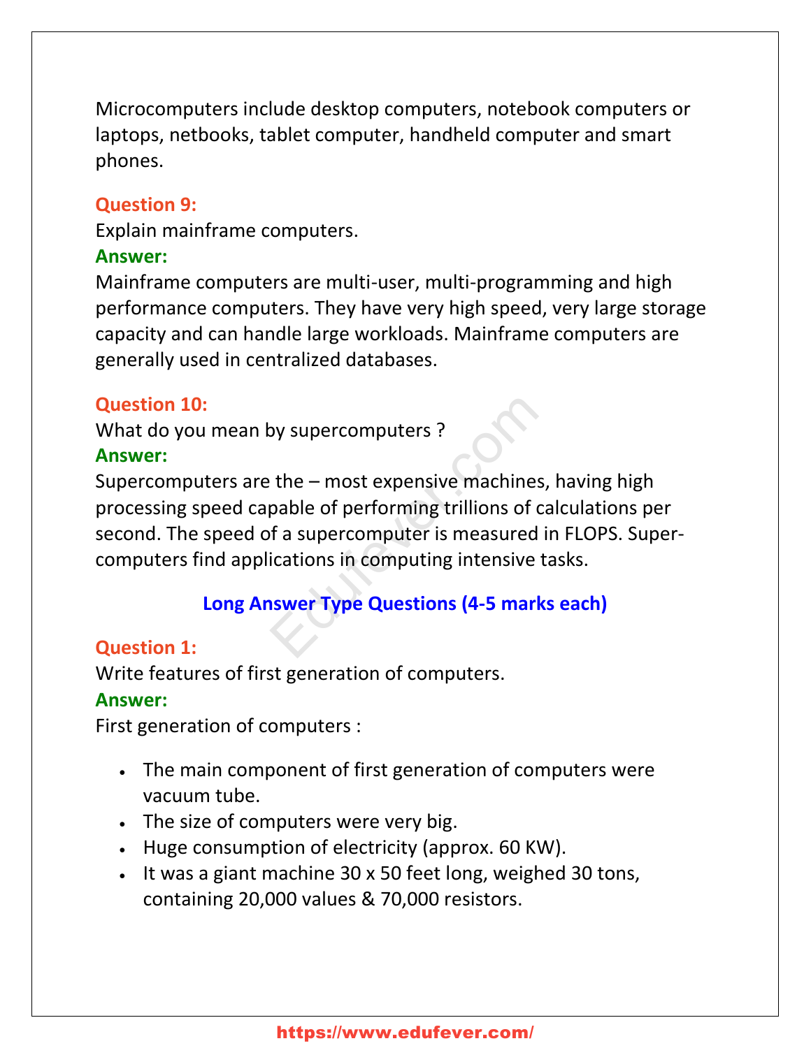Microcomputers include desktop computers, notebook computers or laptops, netbooks, tablet computer, handheld computer and smart phones.

**Question 9:**
Explain mainframe computers.
**Answer:**
Mainframe computers are multi-user, multi-programming and high performance computers. They have very high speed, very large storage capacity and can handle large workloads. Mainframe computers are generally used in centralized databases.

**Question 10:**
What do you mean by supercomputers ?
**Answer:**
Supercomputers are the – most expensive machines, having high processing speed capable of performing trillions of calculations per second. The speed of a supercomputer is measured in FLOPS. Super-computers find applications in computing intensive tasks.

## Long Answer Type Questions (4-5 marks each)

**Question 1:**
Write features of first generation of computers.
**Answer:**
First generation of computers :

- The main component of first generation of computers were vacuum tube.
- The size of computers were very big.
- Huge consumption of electricity (approx. 60 KW).
- It was a giant machine 30 x 50 feet long, weighed 30 tons, containing 20,000 values & 70,000 resistors.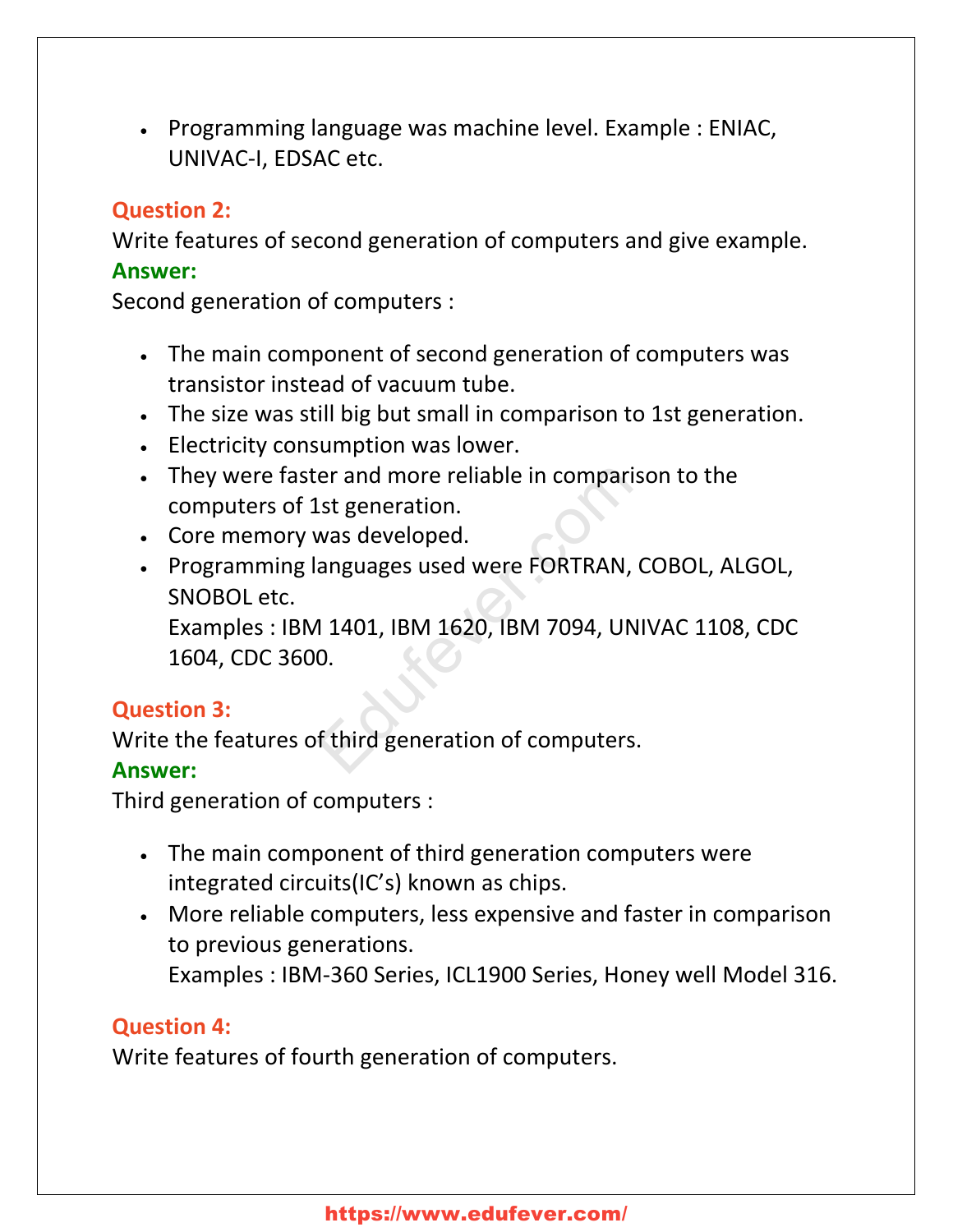- Programming language was machine level. Example : ENIAC, UNIVAC-I, EDSAC etc.

**Question 2:**
Write features of second generation of computers and give example.
**Answer:**
Second generation of computers :

- The main component of second generation of computers was transistor instead of vacuum tube.
- The size was still big but small in comparison to 1st generation.
- Electricity consumption was lower.
- They were faster and more reliable in comparison to the computers of 1st generation.
- Core memory was developed.
- Programming languages used were FORTRAN, COBOL, ALGOL, SNOBOL etc.
  Examples : IBM 1401, IBM 1620, IBM 7094, UNIVAC 1108, CDC 1604, CDC 3600.

**Question 3:**
Write the features of third generation of computers.
**Answer:**
Third generation of computers :

- The main component of third generation computers were integrated circuits(IC's) known as chips.
- More reliable computers, less expensive and faster in comparison to previous generations.
  Examples : IBM-360 Series, ICL1900 Series, Honey well Model 316.

**Question 4:**
Write features of fourth generation of computers.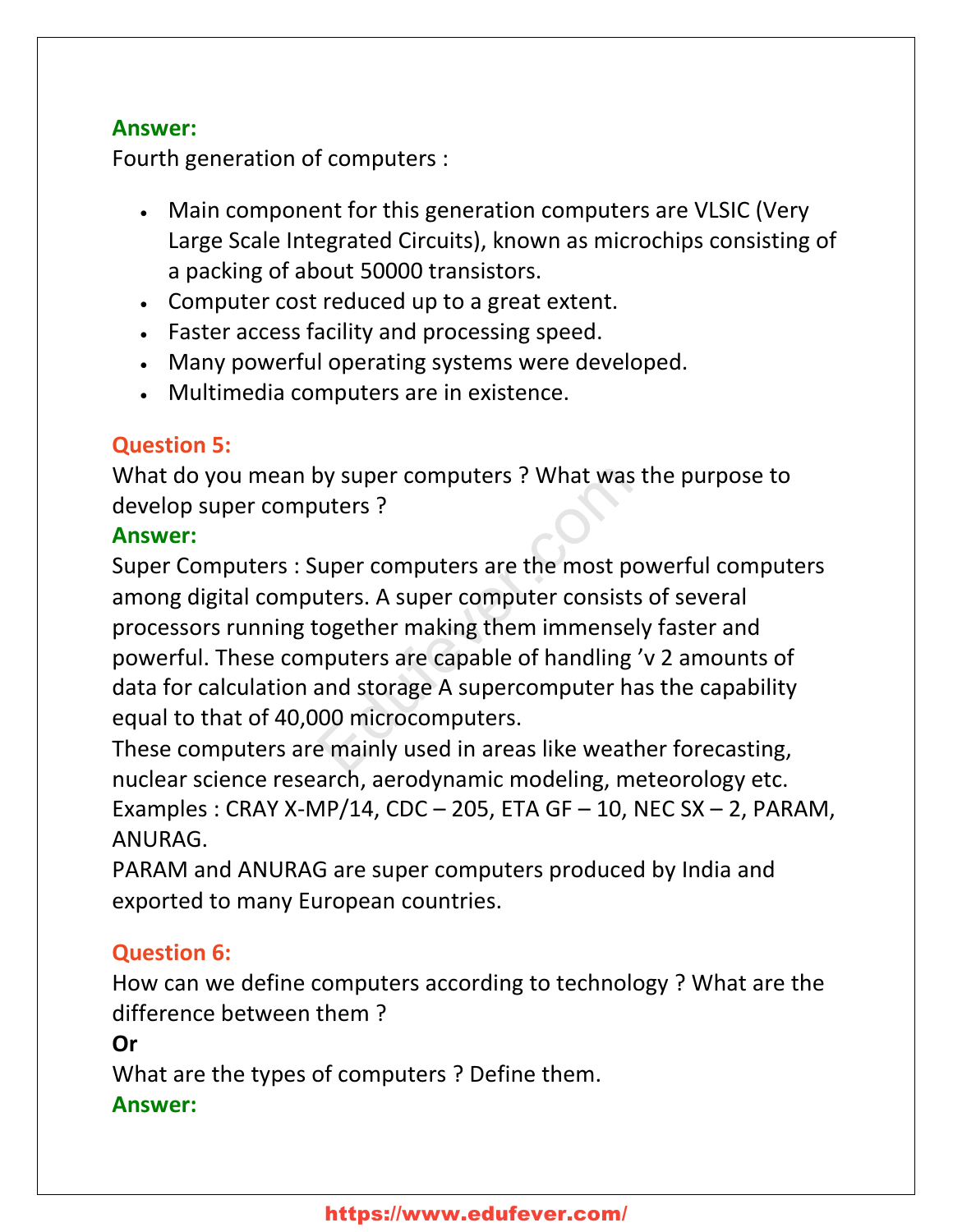**Answer:**
Fourth generation of computers :

- Main component for this generation computers are VLSIC (Very Large Scale Integrated Circuits), known as microchips consisting of a packing of about 50000 transistors.
- Computer cost reduced up to a great extent.
- Faster access facility and processing speed.
- Many powerful operating systems were developed.
- Multimedia computers are in existence.

**Question 5:**
What do you mean by super computers ? What was the purpose to develop super computers ?
**Answer:**
Super Computers : Super computers are the most powerful computers among digital computers. A super computer consists of several processors running together making them immensely faster and powerful. These computers are capable of handling ’v 2 amounts of data for calculation and storage A supercomputer has the capability equal to that of 40,000 microcomputers.
These computers are mainly used in areas like weather forecasting, nuclear science research, aerodynamic modeling, meteorology etc.
Examples : CRAY X-MP/14, CDC – 205, ETA GF – 10, NEC SX – 2, PARAM, ANURAG.
PARAM and ANURAG are super computers produced by India and exported to many European countries.

**Question 6:**
How can we define computers according to technology ? What are the difference between them ?
**Or**
What are the types of computers ? Define them.
**Answer:**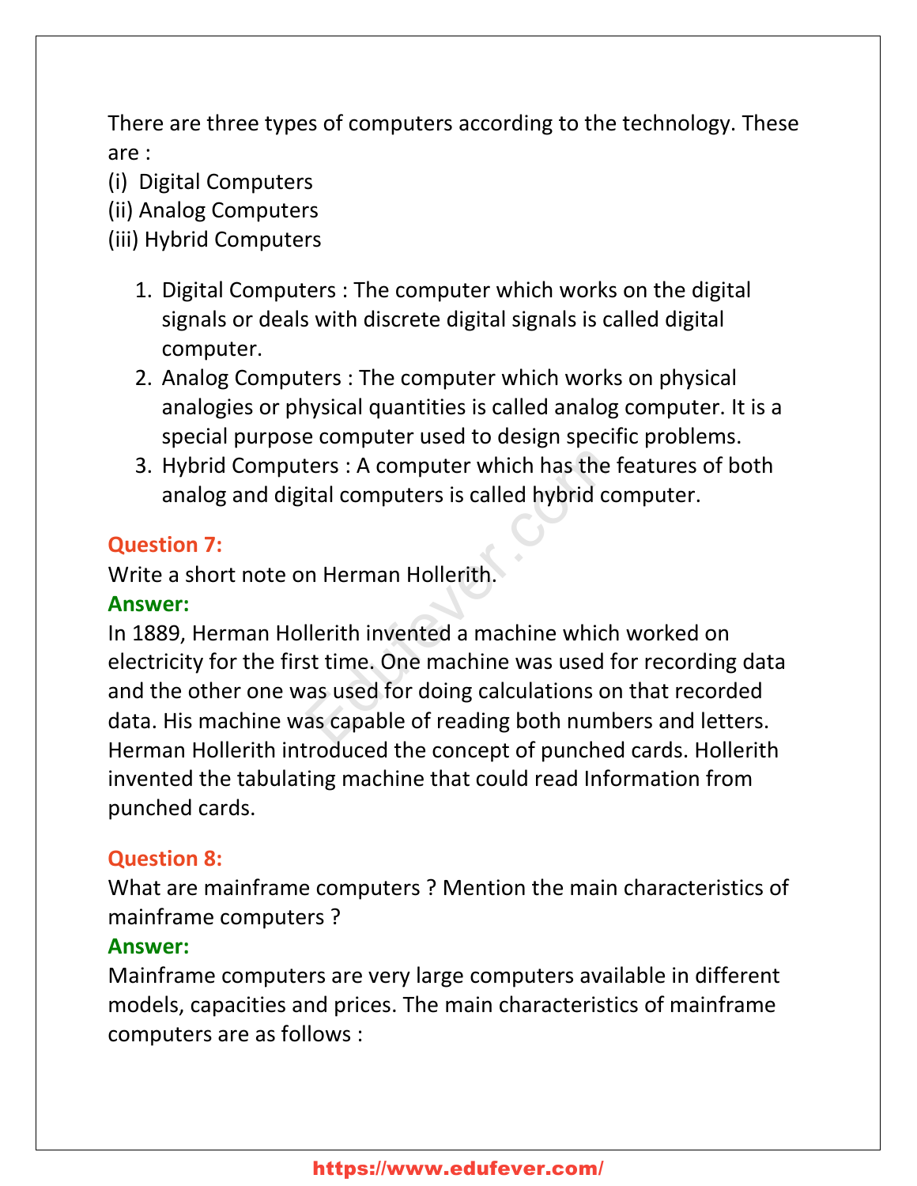There are three types of computers according to the technology. These are :

(i) Digital Computers
(ii) Analog Computers
(iii) Hybrid Computers

1. Digital Computers : The computer which works on the digital signals or deals with discrete digital signals is called digital computer.
2. Analog Computers : The computer which works on physical analogies or physical quantities is called analog computer. It is a special purpose computer used to design specific problems.
3. Hybrid Computers : A computer which has the features of both analog and digital computers is called hybrid computer.

**Question 7:**
Write a short note on Herman Hollerith.
**Answer:**
In 1889, Herman Hollerith invented a machine which worked on electricity for the first time. One machine was used for recording data and the other one was used for doing calculations on that recorded data. His machine was capable of reading both numbers and letters. Herman Hollerith introduced the concept of punched cards. Hollerith invented the tabulating machine that could read Information from punched cards.

**Question 8:**
What are mainframe computers ? Mention the main characteristics of mainframe computers ?
**Answer:**
Mainframe computers are very large computers available in different models, capacities and prices. The main characteristics of mainframe computers are as follows :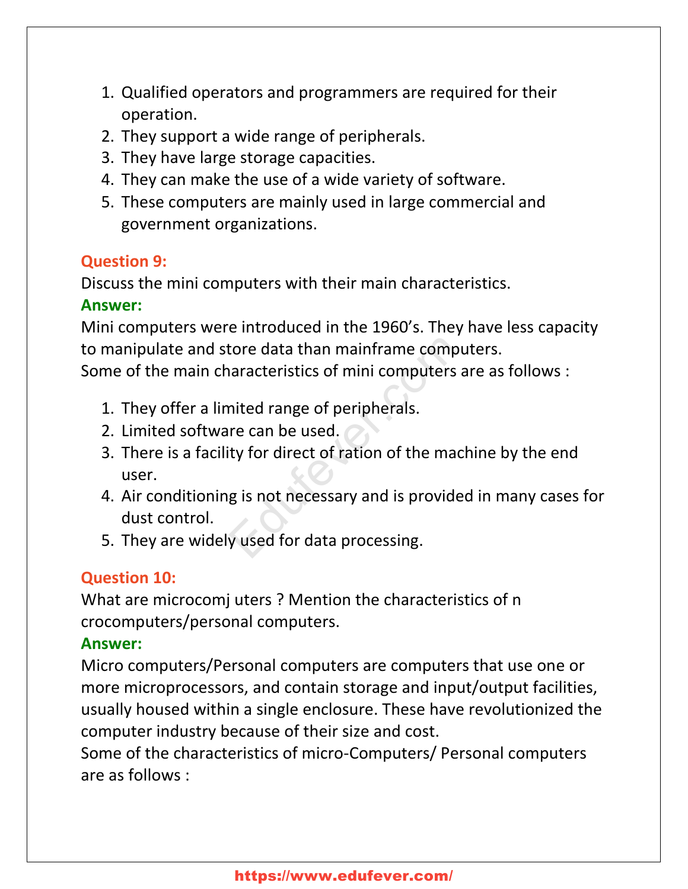1. Qualified operators and programmers are required for their operation.
2. They support a wide range of peripherals.
3. They have large storage capacities.
4. They can make the use of a wide variety of software.
5. These computers are mainly used in large commercial and government organizations.

**Question 9:**
Discuss the mini computers with their main characteristics.
**Answer:**
Mini computers were introduced in the 1960's. They have less capacity to manipulate and store data than mainframe computers.
Some of the main characteristics of mini computers are as follows :

1. They offer a limited range of peripherals.
2. Limited software can be used.
3. There is a facility for direct of ration of the machine by the end user.
4. Air conditioning is not necessary and is provided in many cases for dust control.
5. They are widely used for data processing.

**Question 10:**
What are microcomj uters ? Mention the characteristics of n crocomputers/personal computers.
**Answer:**
Micro computers/Personal computers are computers that use one or more microprocessors, and contain storage and input/output facilities, usually housed within a single enclosure. These have revolutionized the computer industry because of their size and cost.
Some of the characteristics of micro-Computers/ Personal computers are as follows :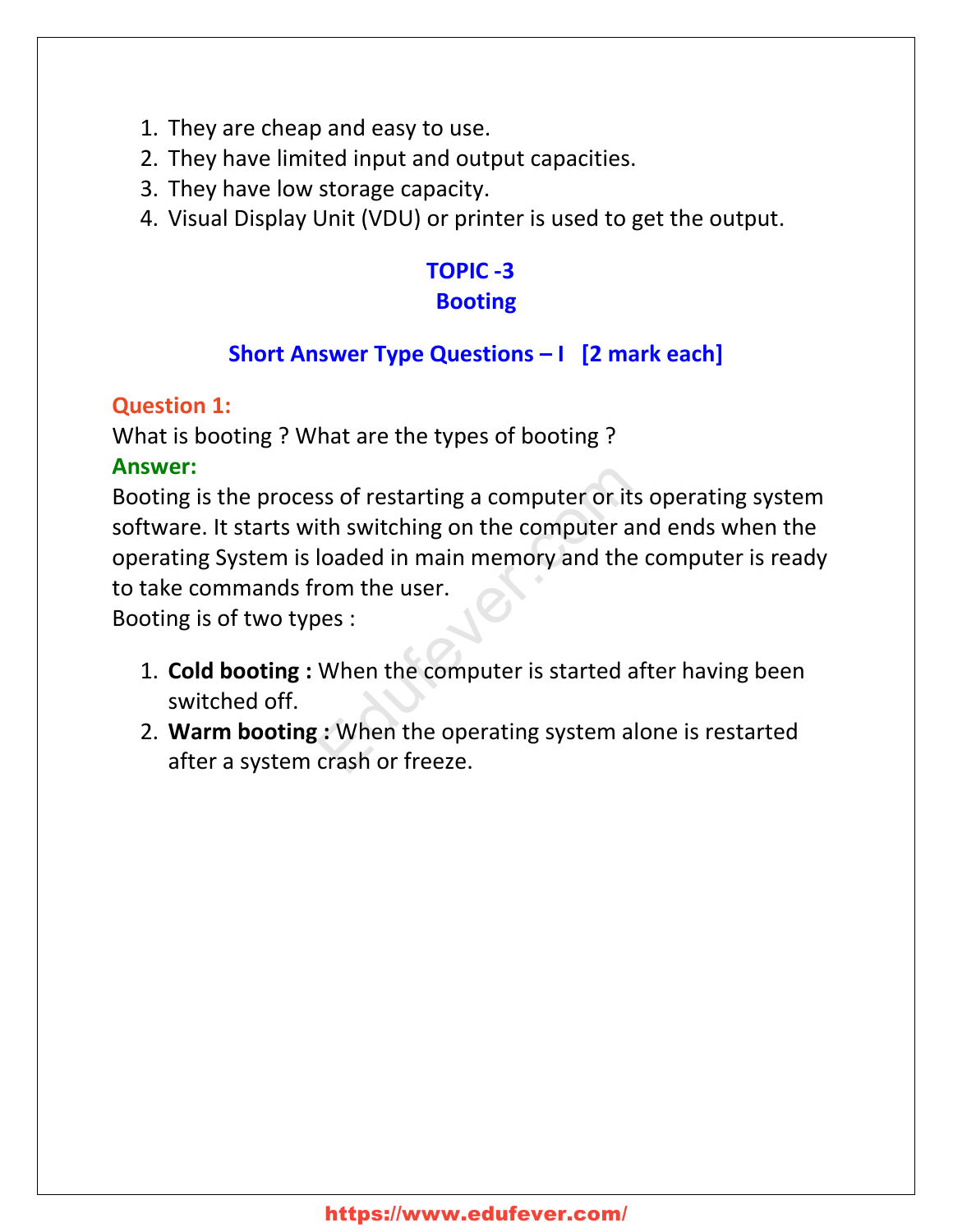1. They are cheap and easy to use.
2. They have limited input and output capacities.
3. They have low storage capacity.
4. Visual Display Unit (VDU) or printer is used to get the output.

## TOPIC -3
## Booting

### Short Answer Type Questions – I [2 mark each]

**Question 1:**
What is booting ? What are the types of booting ?

**Answer:**
Booting is the process of restarting a computer or its operating system software. It starts with switching on the computer and ends when the operating System is loaded in main memory and the computer is ready to take commands from the user.
Booting is of two types :

1. **Cold booting :** When the computer is started after having been switched off.
2. **Warm booting :** When the operating system alone is restarted after a system crash or freeze.